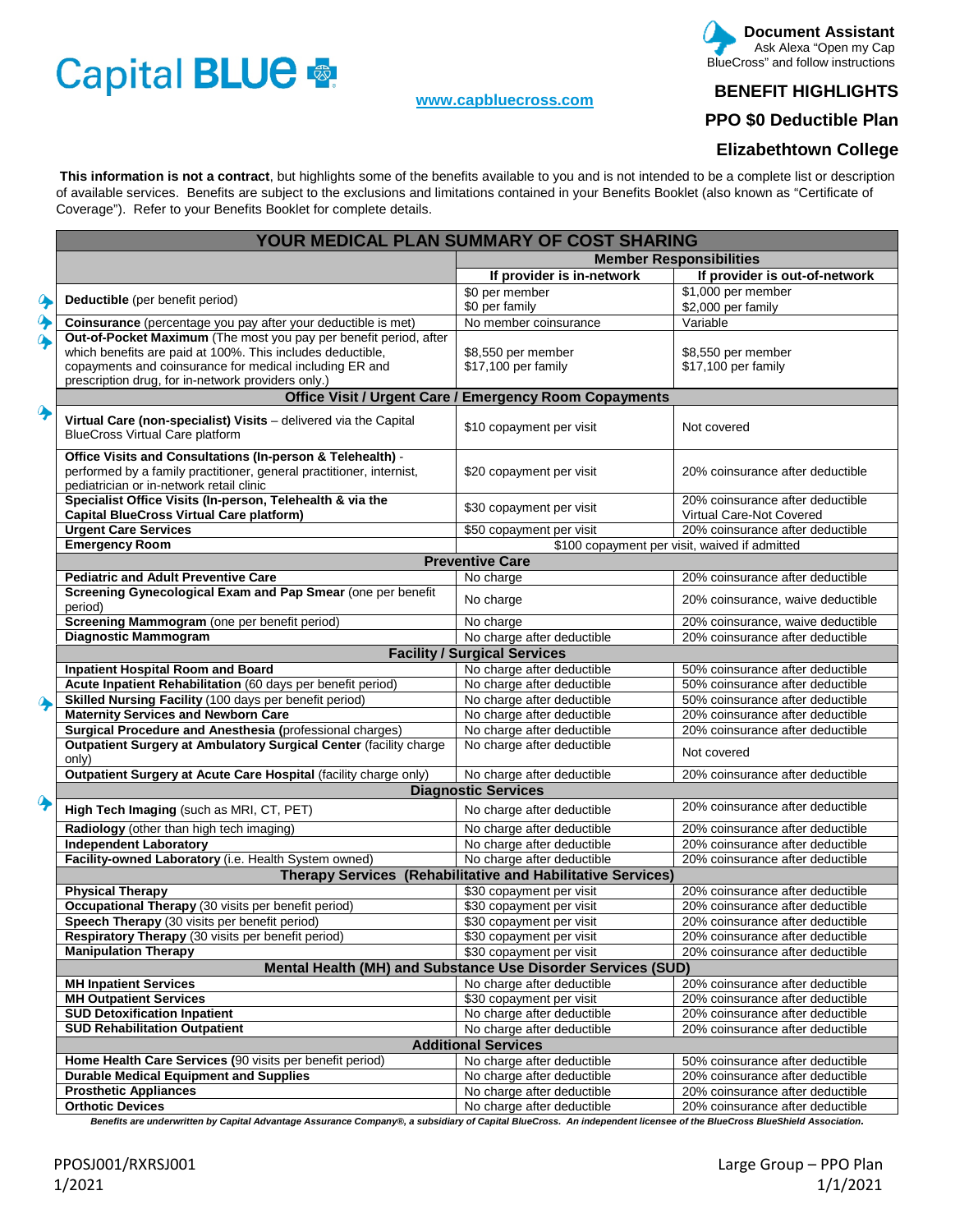Capital BLUE

**Document Assistant**
Ask Alexa "Open my Cap BlueCross" and follow instructions

www.capbluecross.com

## BENEFIT HIGHLIGHTS

## PPO $0 Deductible Plan

## Elizabethtown College

**This information is not a contract**, but highlights some of the benefits available to you and is not intended to be a complete list or description of available services. Benefits are subject to the exclusions and limitations contained in your Benefits Booklet (also known as "Certificate of Coverage"). Refer to your Benefits Booklet for complete details.

| YOUR MEDICAL PLAN SUMMARY OF COST SHARING | | |
|---|---|---|
| | **Member Responsibilities** | |
| | **If provider is in-network** | **If provider is out-of-network** |
| **Deductible** (per benefit period) | $0 per member<br>$0 per family | $1,000 per member<br>$2,000 per family |
| **Coinsurance** (percentage you pay after your deductible is met) | No member coinsurance | Variable |
| **Out-of-Pocket Maximum** (The most you pay per benefit period, after which benefits are paid at 100%. This includes deductible, copayments and coinsurance for medical including ER and prescription drug, for in-network providers only.) | $8,550 per member<br>$17,100 per family | $8,550 per member<br>$17,100 per family |
| **Office Visit / Urgent Care / Emergency Room Copayments** | | |
| **Virtual Care (non-specialist) Visits** – delivered via the Capital BlueCross Virtual Care platform | $10 copayment per visit | Not covered |
| **Office Visits and Consultations (In-person & Telehealth)** - performed by a family practitioner, general practitioner, internist, pediatrician or in-network retail clinic | $20 copayment per visit | 20% coinsurance after deductible |
| **Specialist Office Visits (In-person, Telehealth & via the Capital BlueCross Virtual Care platform)** | $30 copayment per visit | 20% coinsurance after deductible<br>Virtual Care-Not Covered |
| **Urgent Care Services** | $50 copayment per visit | 20% coinsurance after deductible |
| **Emergency Room** | $100 copayment per visit, waived if admitted | |
| **Preventive Care** | | |
| **Pediatric and Adult Preventive Care** | No charge | 20% coinsurance after deductible |
| **Screening Gynecological Exam and Pap Smear** (one per benefit period) | No charge | 20% coinsurance, waive deductible |
| **Screening Mammogram** (one per benefit period) | No charge | 20% coinsurance, waive deductible |
| **Diagnostic Mammogram** | No charge after deductible | 20% coinsurance after deductible |
| **Facility / Surgical Services** | | |
| **Inpatient Hospital Room and Board** | No charge after deductible | 50% coinsurance after deductible |
| **Acute Inpatient Rehabilitation** (60 days per benefit period) | No charge after deductible | 50% coinsurance after deductible |
| **Skilled Nursing Facility** (100 days per benefit period) | No charge after deductible | 50% coinsurance after deductible |
| **Maternity Services and Newborn Care** | No charge after deductible | 20% coinsurance after deductible |
| **Surgical Procedure and Anesthesia** (professional charges) | No charge after deductible | 20% coinsurance after deductible |
| **Outpatient Surgery at Ambulatory Surgical Center** (facility charge only) | No charge after deductible | Not covered |
| **Outpatient Surgery at Acute Care Hospital** (facility charge only) | No charge after deductible | 20% coinsurance after deductible |
| **Diagnostic Services** | | |
| **High Tech Imaging** (such as MRI, CT, PET) | No charge after deductible | 20% coinsurance after deductible |
| **Radiology** (other than high tech imaging) | No charge after deductible | 20% coinsurance after deductible |
| **Independent Laboratory** | No charge after deductible | 20% coinsurance after deductible |
| **Facility-owned Laboratory** (i.e. Health System owned) | No charge after deductible | 20% coinsurance after deductible |
| **Therapy Services (Rehabilitative and Habilitative Services)** | | |
| **Physical Therapy** | $30 copayment per visit | 20% coinsurance after deductible |
| **Occupational Therapy** (30 visits per benefit period) | $30 copayment per visit | 20% coinsurance after deductible |
| **Speech Therapy** (30 visits per benefit period) | $30 copayment per visit | 20% coinsurance after deductible |
| **Respiratory Therapy** (30 visits per benefit period) | $30 copayment per visit | 20% coinsurance after deductible |
| **Manipulation Therapy** | $30 copayment per visit | 20% coinsurance after deductible |
| **Mental Health (MH) and Substance Use Disorder Services (SUD)** | | |
| **MH Inpatient Services** | No charge after deductible | 20% coinsurance after deductible |
| **MH Outpatient Services** | $30 copayment per visit | 20% coinsurance after deductible |
| **SUD Detoxification Inpatient** | No charge after deductible | 20% coinsurance after deductible |
| **SUD Rehabilitation Outpatient** | No charge after deductible | 20% coinsurance after deductible |
| **Additional Services** | | |
| **Home Health Care Services** (90 visits per benefit period) | No charge after deductible | 50% coinsurance after deductible |
| **Durable Medical Equipment and Supplies** | No charge after deductible | 20% coinsurance after deductible |
| **Prosthetic Appliances** | No charge after deductible | 20% coinsurance after deductible |
| **Orthotic Devices** | No charge after deductible | 20% coinsurance after deductible |

***Benefits are underwritten by Capital Advantage Assurance Company®, a subsidiary of Capital BlueCross. An independent licensee of the BlueCross BlueShield Association.***

PPOSJ001/RXRSJ001
1/2021

Large Group – PPO Plan
1/1/2021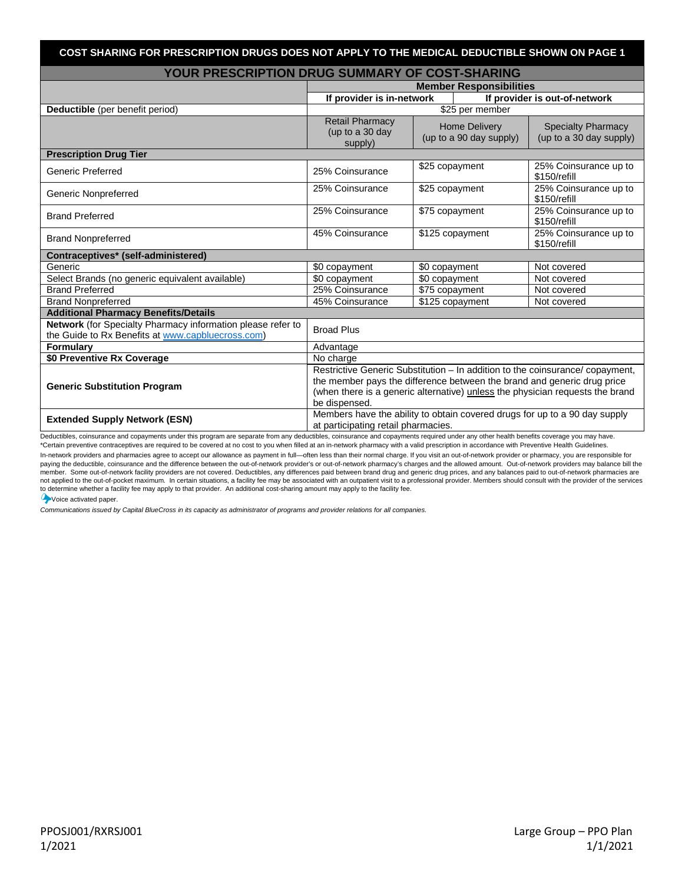**COST SHARING FOR PRESCRIPTION DRUGS DOES NOT APPLY TO THE MEDICAL DEDUCTIBLE SHOWN ON PAGE 1**

## YOUR PRESCRIPTION DRUG SUMMARY OF COST-SHARING

| | Member Responsibilities | | |
|---|---|---|---|
| | If provider is in-network | | If provider is out-of-network |
| **Deductible** (per benefit period) | $25 per member | | |
| | Retail Pharmacy (up to a 30 day supply) | Home Delivery (up to a 90 day supply) | Specialty Pharmacy (up to a 30 day supply) |
| **Prescription Drug Tier** | | | |
| Generic Preferred | 25% Coinsurance | $25 copayment | 25% Coinsurance up to $150/refill |
| Generic Nonpreferred | 25% Coinsurance | $25 copayment | 25% Coinsurance up to $150/refill |
| Brand Preferred | 25% Coinsurance | $75 copayment | 25% Coinsurance up to $150/refill |
| Brand Nonpreferred | 45% Coinsurance | $125 copayment | 25% Coinsurance up to $150/refill |
| **Contraceptives* (self-administered)** | | | |
| Generic | $0 copayment | $0 copayment | Not covered |
| Select Brands (no generic equivalent available) | $0 copayment | $0 copayment | Not covered |
| Brand Preferred | 25% Coinsurance | $75 copayment | Not covered |
| Brand Nonpreferred | 45% Coinsurance | $125 copayment | Not covered |
| **Additional Pharmacy Benefits/Details** | | | |
| **Network** (for Specialty Pharmacy information please refer to the Guide to Rx Benefits at www.capbluecross.com) | Broad Plus | | |
| **Formulary** | Advantage | | |
| **$0 Preventive Rx Coverage** | No charge | | |
| **Generic Substitution Program** | Restrictive Generic Substitution – In addition to the coinsurance/ copayment, the member pays the difference between the brand and generic drug price (when there is a generic alternative) unless the physician requests the brand be dispensed. | | |
| **Extended Supply Network (ESN)** | Members have the ability to obtain covered drugs for up to a 90 day supply at participating retail pharmacies. | | |

Deductibles, coinsurance and copayments under this program are separate from any deductibles, coinsurance and copayments required under any other health benefits coverage you may have.

*Certain preventive contraceptives are required to be covered at no cost to you when filled at an in-network pharmacy with a valid prescription in accordance with Preventive Health Guidelines.

In-network providers and pharmacies agree to accept our allowance as payment in full—often less than their normal charge. If you visit an out-of-network provider or pharmacy, you are responsible for paying the deductible, coinsurance and the difference between the out-of-network provider's or out-of-network pharmacy's charges and the allowed amount. Out-of-network providers may balance bill the member. Some out-of-network facility providers are not covered. Deductibles, any differences paid between brand drug and generic drug prices, and any balances paid to out-of-network pharmacies are not applied to the out-of-pocket maximum. In certain situations, a facility fee may be associated with an outpatient visit to a professional provider. Members should consult with the provider of the services to determine whether a facility fee may apply to that provider. An additional cost-sharing amount may apply to the facility fee.

Voice activated paper.

*Communications issued by Capital BlueCross in its capacity as administrator of programs and provider relations for all companies.*

PPOSJ001/RXRSJ001
1/2021

Large Group – PPO Plan
1/1/2021